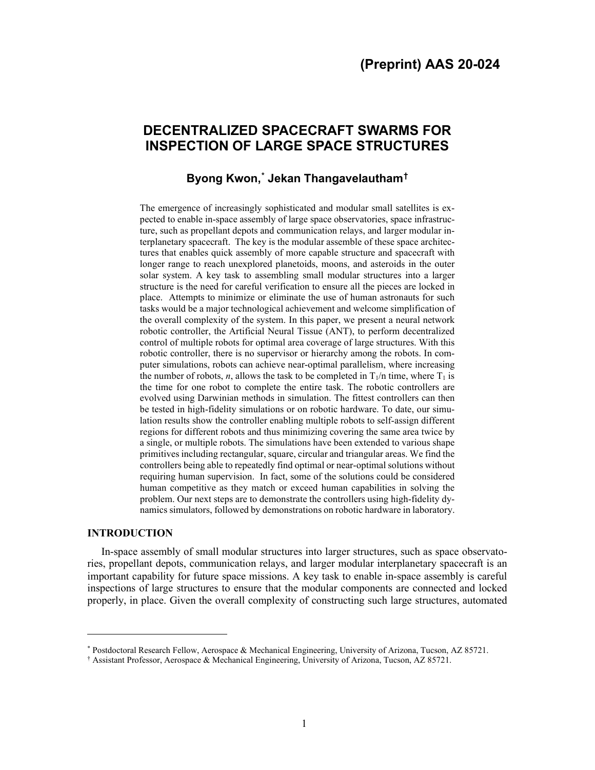**(Preprint) AAS 20-024**

# DECENTRALIZED SPACECRAFT SWARMS FOR INSPECTION OF LARGE SPACE STRUCTURES

### Byong Kwon,[*] Jekan Thangavelautham[†]

The emergence of increasingly sophisticated and modular small satellites is expected to enable in-space assembly of large space observatories, space infrastructure, such as propellant depots and communication relays, and larger modular interplanetary spacecraft. The key is the modular assemble of these space architectures that enables quick assembly of more capable structure and spacecraft with longer range to reach unexplored planetoids, moons, and asteroids in the outer solar system. A key task to assembling small modular structures into a larger structure is the need for careful verification to ensure all the pieces are locked in place. Attempts to minimize or eliminate the use of human astronauts for such tasks would be a major technological achievement and welcome simplification of the overall complexity of the system. In this paper, we present a neural network robotic controller, the Artificial Neural Tissue (ANT), to perform decentralized control of multiple robots for optimal area coverage of large structures. With this robotic controller, there is no supervisor or hierarchy among the robots. In computer simulations, robots can achieve near-optimal parallelism, where increasing the number of robots, $n$, allows the task to be completed in $T_1/n$ time, where $T_1$ is the time for one robot to complete the entire task. The robotic controllers are evolved using Darwinian methods in simulation. The fittest controllers can then be tested in high-fidelity simulations or on robotic hardware. To date, our simulation results show the controller enabling multiple robots to self-assign different regions for different robots and thus minimizing covering the same area twice by a single, or multiple robots. The simulations have been extended to various shape primitives including rectangular, square, circular and triangular areas. We find the controllers being able to repeatedly find optimal or near-optimal solutions without requiring human supervision. In fact, some of the solutions could be considered human competitive as they match or exceed human capabilities in solving the problem. Our next steps are to demonstrate the controllers using high-fidelity dynamics simulators, followed by demonstrations on robotic hardware in laboratory.

## INTRODUCTION

In-space assembly of small modular structures into larger structures, such as space observatories, propellant depots, communication relays, and larger modular interplanetary spacecraft is an important capability for future space missions. A key task to enable in-space assembly is careful inspections of large structures to ensure that the modular components are connected and locked properly, in place. Given the overall complexity of constructing such large structures, automated

---

[*] Postdoctoral Research Fellow, Aerospace & Mechanical Engineering, University of Arizona, Tucson, AZ 85721.

[†] Assistant Professor, Aerospace & Mechanical Engineering, University of Arizona, Tucson, AZ 85721.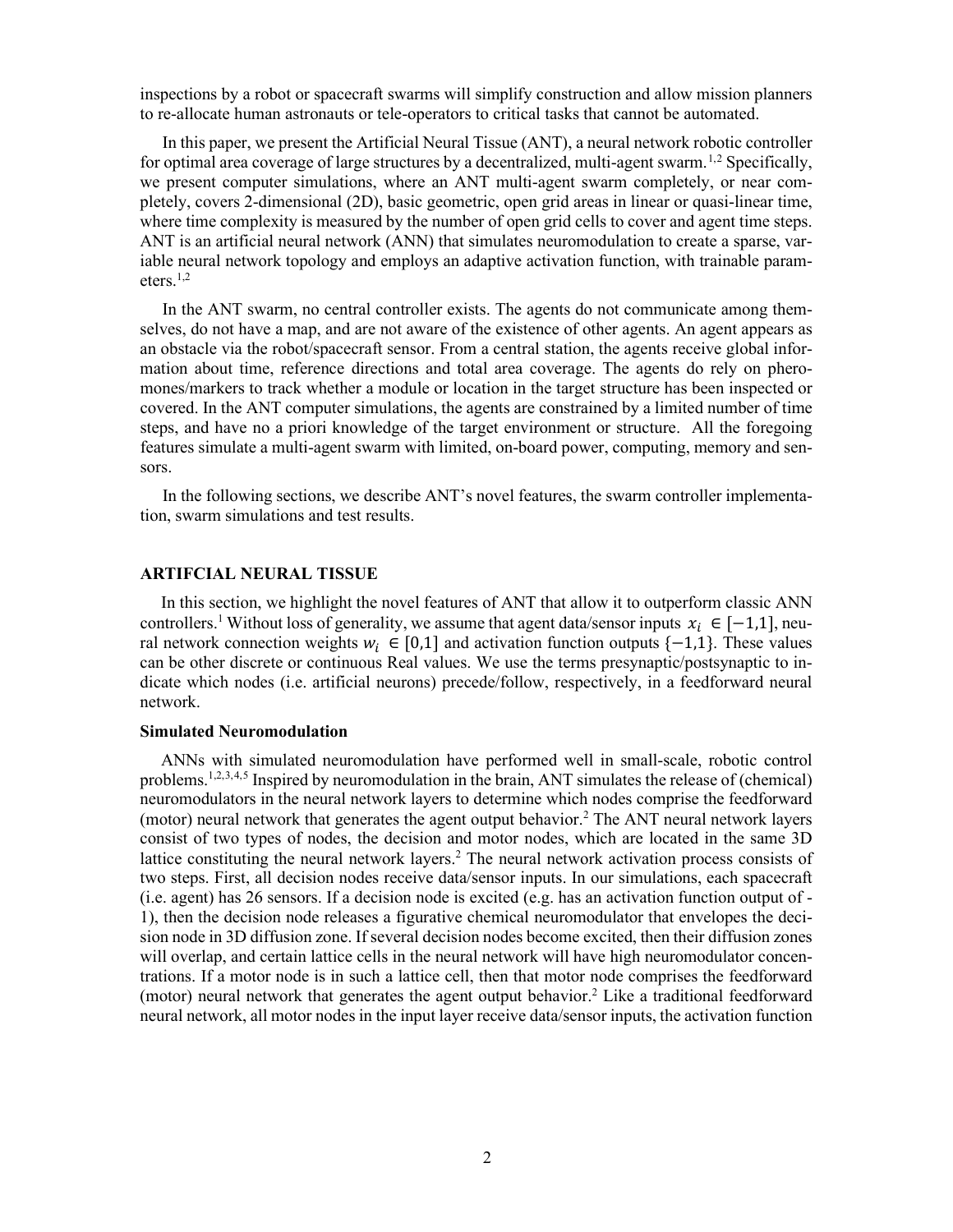inspections by a robot or spacecraft swarms will simplify construction and allow mission planners to re-allocate human astronauts or tele-operators to critical tasks that cannot be automated.

In this paper, we present the Artificial Neural Tissue (ANT), a neural network robotic controller for optimal area coverage of large structures by a decentralized, multi-agent swarm.[1,2] Specifically, we present computer simulations, where an ANT multi-agent swarm completely, or near completely, covers 2-dimensional (2D), basic geometric, open grid areas in linear or quasi-linear time, where time complexity is measured by the number of open grid cells to cover and agent time steps. ANT is an artificial neural network (ANN) that simulates neuromodulation to create a sparse, variable neural network topology and employs an adaptive activation function, with trainable parameters.[1,2]

In the ANT swarm, no central controller exists. The agents do not communicate among themselves, do not have a map, and are not aware of the existence of other agents. An agent appears as an obstacle via the robot/spacecraft sensor. From a central station, the agents receive global information about time, reference directions and total area coverage. The agents do rely on pheromones/markers to track whether a module or location in the target structure has been inspected or covered. In the ANT computer simulations, the agents are constrained by a limited number of time steps, and have no a priori knowledge of the target environment or structure. All the foregoing features simulate a multi-agent swarm with limited, on-board power, computing, memory and sensors.

In the following sections, we describe ANT's novel features, the swarm controller implementation, swarm simulations and test results.

## ARTFCIAL NEURAL TISSUE

In this section, we highlight the novel features of ANT that allow it to outperform classic ANN controllers.[1] Without loss of generality, we assume that agent data/sensor inputs $x_i \in [-1,1]$, neural network connection weights $w_i \in [0,1]$ and activation function outputs $\{-1,1\}$. These values can be other discrete or continuous Real values. We use the terms presynaptic/postsynaptic to indicate which nodes (i.e. artificial neurons) precede/follow, respectively, in a feedforward neural network.

### Simulated Neuromodulation

ANNs with simulated neuromodulation have performed well in small-scale, robotic control problems.[1,2,3,4,5] Inspired by neuromodulation in the brain, ANT simulates the release of (chemical) neuromodulators in the neural network layers to determine which nodes comprise the feedforward (motor) neural network that generates the agent output behavior.[2] The ANT neural network layers consist of two types of nodes, the decision and motor nodes, which are located in the same 3D lattice constituting the neural network layers.[2] The neural network activation process consists of two steps. First, all decision nodes receive data/sensor inputs. In our simulations, each spacecraft (i.e. agent) has 26 sensors. If a decision node is excited (e.g. has an activation function output of -1), then the decision node releases a figurative chemical neuromodulator that envelopes the decision node in 3D diffusion zone. If several decision nodes become excited, then their diffusion zones will overlap, and certain lattice cells in the neural network will have high neuromodulator concentrations. If a motor node is in such a lattice cell, then that motor node comprises the feedforward (motor) neural network that generates the agent output behavior.[2] Like a traditional feedforward neural network, all motor nodes in the input layer receive data/sensor inputs, the activation function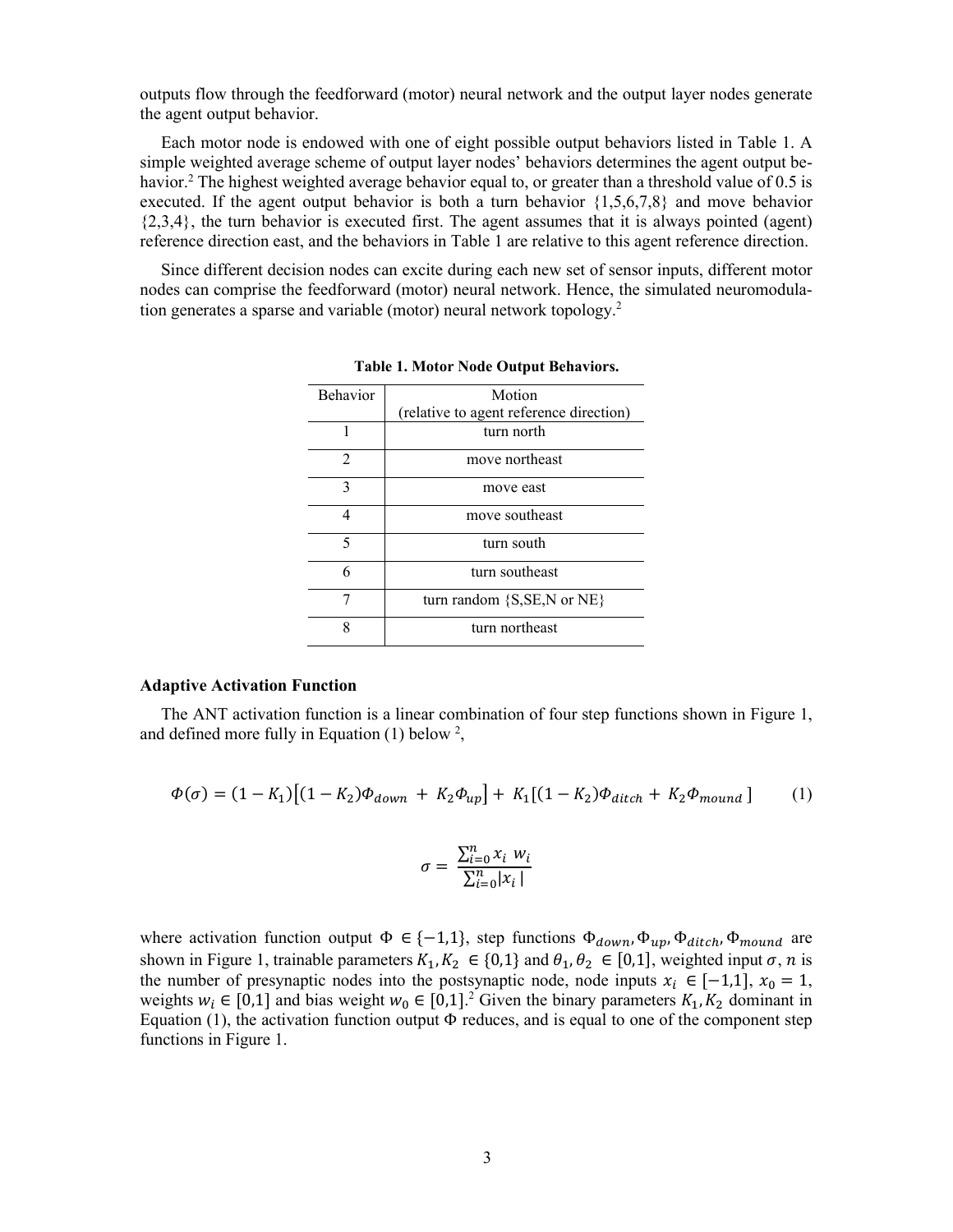outputs flow through the feedforward (motor) neural network and the output layer nodes generate the agent output behavior.

Each motor node is endowed with one of eight possible output behaviors listed in Table 1. A simple weighted average scheme of output layer nodes' behaviors determines the agent output behavior.[2] The highest weighted average behavior equal to, or greater than a threshold value of 0.5 is executed. If the agent output behavior is both a turn behavior {1,5,6,7,8} and move behavior {2,3,4}, the turn behavior is executed first. The agent assumes that it is always pointed (agent) reference direction east, and the behaviors in Table 1 are relative to this agent reference direction.

Since different decision nodes can excite during each new set of sensor inputs, different motor nodes can comprise the feedforward (motor) neural network. Hence, the simulated neuromodulation generates a sparse and variable (motor) neural network topology.[2]

**Table 1. Motor Node Output Behaviors.**

| Behavior | Motion (relative to agent reference direction) |
|---|---|
| 1 | turn north |
| 2 | move northeast |
| 3 | move east |
| 4 | move southeast |
| 5 | turn south |
| 6 | turn southeast |
| 7 | turn random {S,SE,N or NE} |
| 8 | turn northeast |

**Adaptive Activation Function**

The ANT activation function is a linear combination of four step functions shown in Figure 1, and defined more fully in Equation (1) below [2],

$$\Phi(\sigma) = (1-K_1)\left[(1-K_2)\Phi_{down} + K_2\Phi_{up}\right] + K_1\left[(1-K_2)\Phi_{ditch} + K_2\Phi_{mound}\right] \qquad (1)$$

$$\sigma = \frac{\sum_{i=0}^{n} x_i \, w_i}{\sum_{i=0}^{n} |x_i|}$$

where activation function output $\Phi \in \{-1,1\}$, step functions $\Phi_{down}, \Phi_{up}, \Phi_{ditch}, \Phi_{mound}$ are shown in Figure 1, trainable parameters $K_1, K_2 \in \{0,1\}$ and $\theta_1, \theta_2 \in [0,1]$, weighted input $\sigma$, $n$ is the number of presynaptic nodes into the postsynaptic node, node inputs $x_i \in [-1,1]$, $x_0 = 1$, weights $w_i \in [0,1]$ and bias weight $w_0 \in [0,1]$.[2] Given the binary parameters $K_1, K_2$ dominant in Equation (1), the activation function output $\Phi$ reduces, and is equal to one of the component step functions in Figure 1.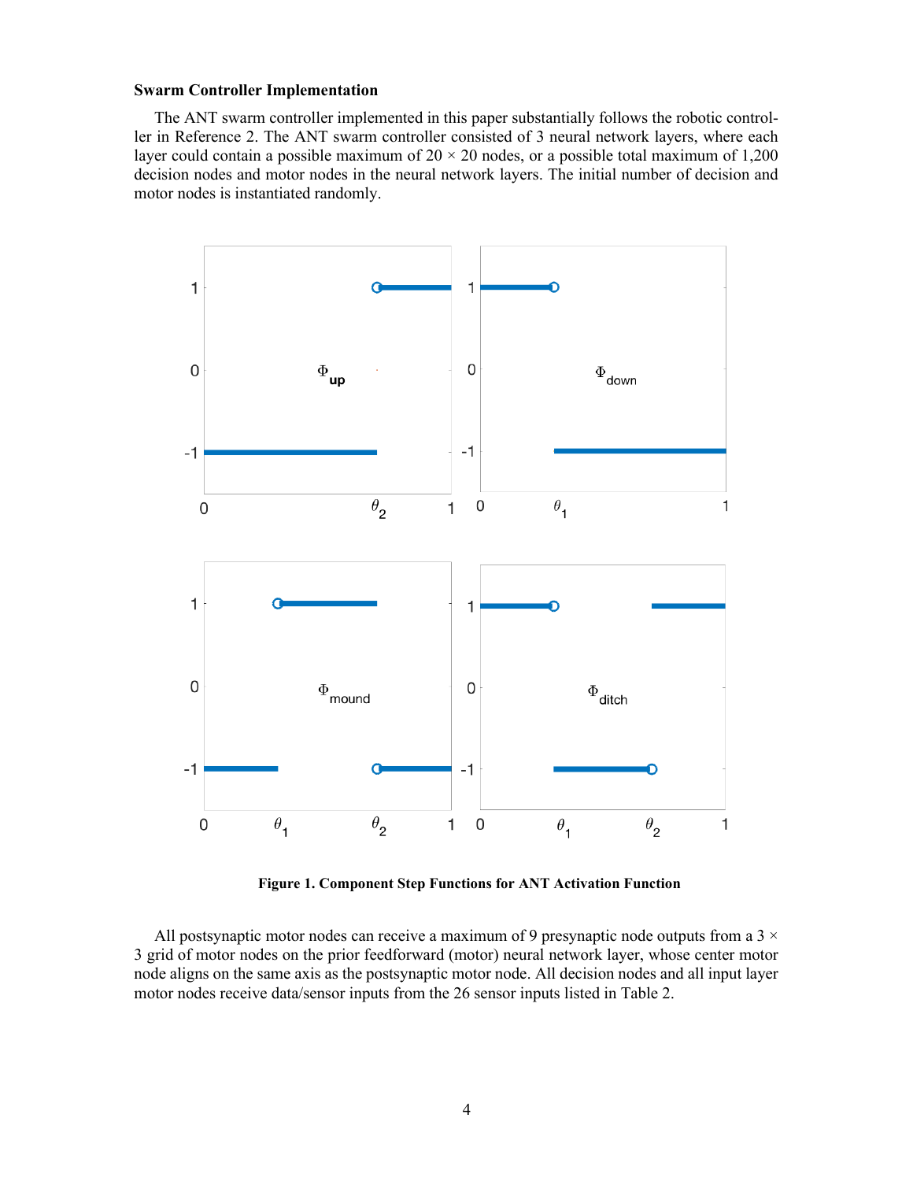**Swarm Controller Implementation**

The ANT swarm controller implemented in this paper substantially follows the robotic controller in Reference 2. The ANT swarm controller consisted of 3 neural network layers, where each layer could contain a possible maximum of 20 × 20 nodes, or a possible total maximum of 1,200 decision nodes and motor nodes in the neural network layers. The initial number of decision and motor nodes is instantiated randomly.

**Figure 1. Component Step Functions for ANT Activation Function**

All postsynaptic motor nodes can receive a maximum of 9 presynaptic node outputs from a 3 × 3 grid of motor nodes on the prior feedforward (motor) neural network layer, whose center motor node aligns on the same axis as the postsynaptic motor node. All decision nodes and all input layer motor nodes receive data/sensor inputs from the 26 sensor inputs listed in Table 2.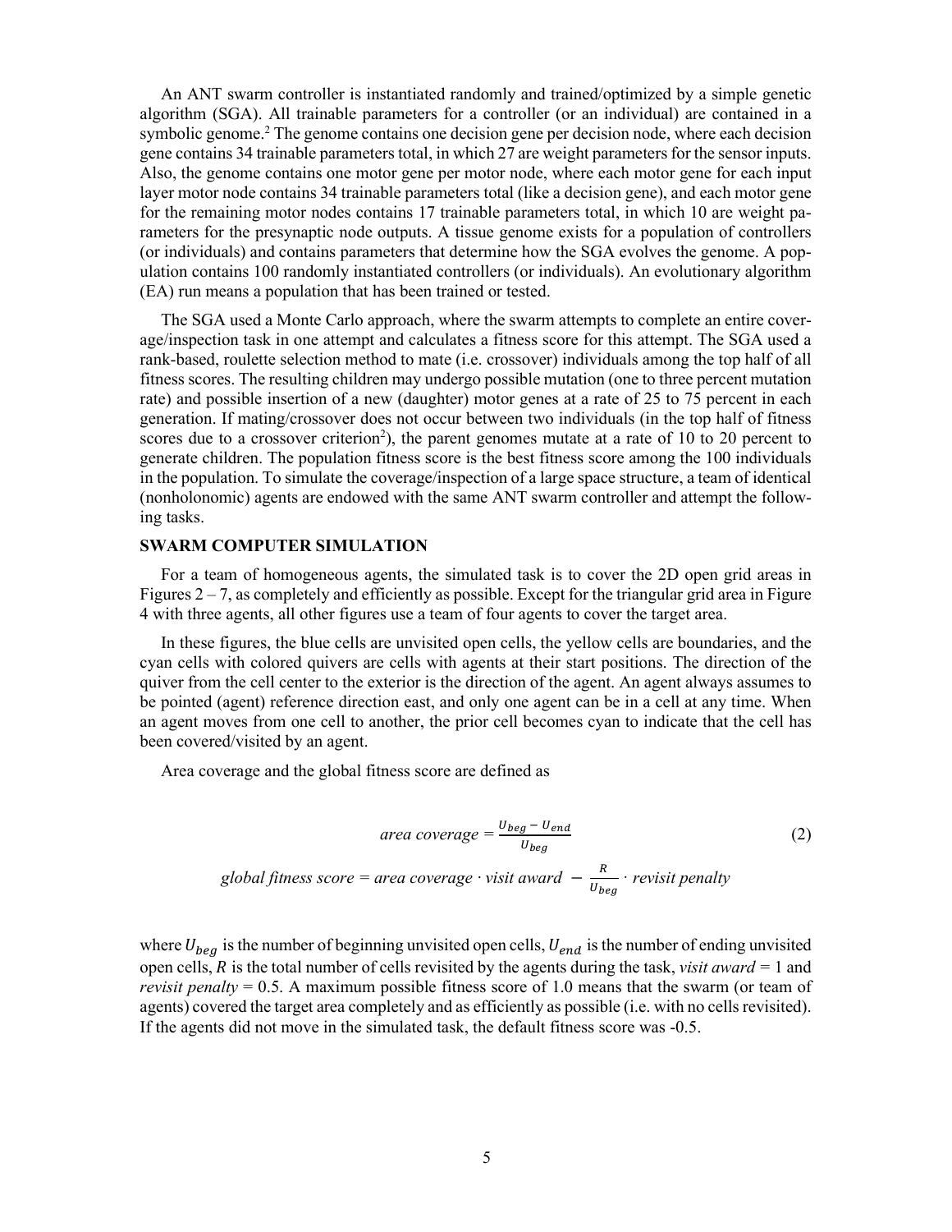An ANT swarm controller is instantiated randomly and trained/optimized by a simple genetic algorithm (SGA). All trainable parameters for a controller (or an individual) are contained in a symbolic genome.[2] The genome contains one decision gene per decision node, where each decision gene contains 34 trainable parameters total, in which 27 are weight parameters for the sensor inputs. Also, the genome contains one motor gene per motor node, where each motor gene for each input layer motor node contains 34 trainable parameters total (like a decision gene), and each motor gene for the remaining motor nodes contains 17 trainable parameters total, in which 10 are weight parameters for the presynaptic node outputs. A tissue genome exists for a population of controllers (or individuals) and contains parameters that determine how the SGA evolves the genome. A population contains 100 randomly instantiated controllers (or individuals). An evolutionary algorithm (EA) run means a population that has been trained or tested.

The SGA used a Monte Carlo approach, where the swarm attempts to complete an entire coverage/inspection task in one attempt and calculates a fitness score for this attempt. The SGA used a rank-based, roulette selection method to mate (i.e. crossover) individuals among the top half of all fitness scores. The resulting children may undergo possible mutation (one to three percent mutation rate) and possible insertion of a new (daughter) motor genes at a rate of 25 to 75 percent in each generation. If mating/crossover does not occur between two individuals (in the top half of fitness scores due to a crossover criterion[2]), the parent genomes mutate at a rate of 10 to 20 percent to generate children. The population fitness score is the best fitness score among the 100 individuals in the population. To simulate the coverage/inspection of a large space structure, a team of identical (nonholonomic) agents are endowed with the same ANT swarm controller and attempt the following tasks.

## SWARM COMPUTER SIMULATION

For a team of homogeneous agents, the simulated task is to cover the 2D open grid areas in Figures 2 – 7, as completely and efficiently as possible. Except for the triangular grid area in Figure 4 with three agents, all other figures use a team of four agents to cover the target area.

In these figures, the blue cells are unvisited open cells, the yellow cells are boundaries, and the cyan cells with colored quivers are cells with agents at their start positions. The direction of the quiver from the cell center to the exterior is the direction of the agent. An agent always assumes to be pointed (agent) reference direction east, and only one agent can be in a cell at any time. When an agent moves from one cell to another, the prior cell becomes cyan to indicate that the cell has been covered/visited by an agent.

Area coverage and the global fitness score are defined as

$$\textit{area coverage} = \frac{U_{beg} - U_{end}}{U_{beg}} \tag{2}$$

$$\textit{global fitness score} = \textit{area coverage} \cdot \textit{visit award} \; - \; \frac{R}{U_{beg}} \cdot \textit{revisit penalty}$$

where $U_{beg}$ is the number of beginning unvisited open cells, $U_{end}$ is the number of ending unvisited open cells, $R$ is the total number of cells revisited by the agents during the task, *visit award* = 1 and *revisit penalty* = 0.5. A maximum possible fitness score of 1.0 means that the swarm (or team of agents) covered the target area completely and as efficiently as possible (i.e. with no cells revisited). If the agents did not move in the simulated task, the default fitness score was -0.5.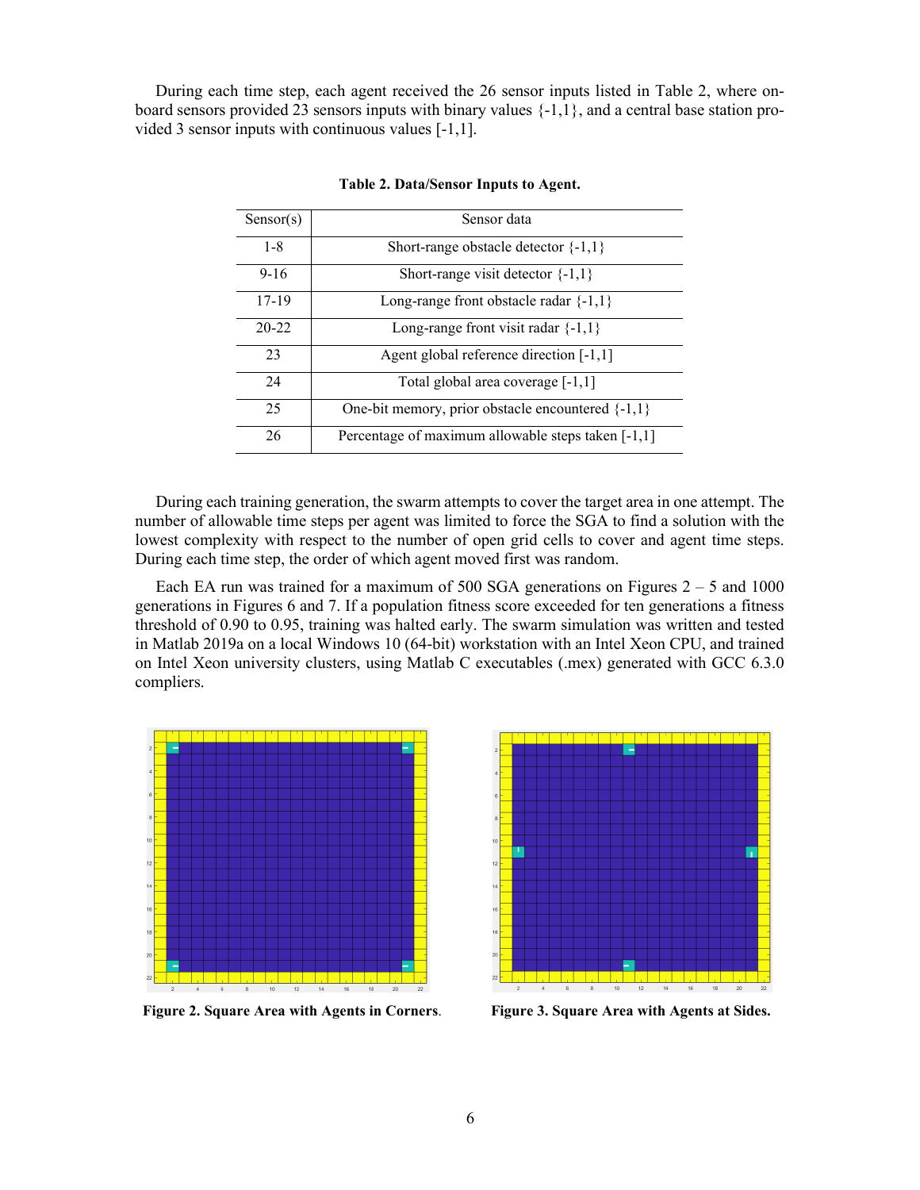During each time step, each agent received the 26 sensor inputs listed in Table 2, where on-board sensors provided 23 sensors inputs with binary values {-1,1}, and a central base station provided 3 sensor inputs with continuous values [-1,1].

**Table 2. Data/Sensor Inputs to Agent.**

| Sensor(s) | Sensor data |
|---|---|
| 1-8 | Short-range obstacle detector {-1,1} |
| 9-16 | Short-range visit detector {-1,1} |
| 17-19 | Long-range front obstacle radar {-1,1} |
| 20-22 | Long-range front visit radar {-1,1} |
| 23 | Agent global reference direction [-1,1] |
| 24 | Total global area coverage [-1,1] |
| 25 | One-bit memory, prior obstacle encountered {-1,1} |
| 26 | Percentage of maximum allowable steps taken [-1,1] |

During each training generation, the swarm attempts to cover the target area in one attempt. The number of allowable time steps per agent was limited to force the SGA to find a solution with the lowest complexity with respect to the number of open grid cells to cover and agent time steps. During each time step, the order of which agent moved first was random.

Each EA run was trained for a maximum of 500 SGA generations on Figures 2 – 5 and 1000 generations in Figures 6 and 7. If a population fitness score exceeded for ten generations a fitness threshold of 0.90 to 0.95, training was halted early. The swarm simulation was written and tested in Matlab 2019a on a local Windows 10 (64-bit) workstation with an Intel Xeon CPU, and trained on Intel Xeon university clusters, using Matlab C executables (.mex) generated with GCC 6.3.0 compliers.

**Figure 2. Square Area with Agents in Corners.**

**Figure 3. Square Area with Agents at Sides.**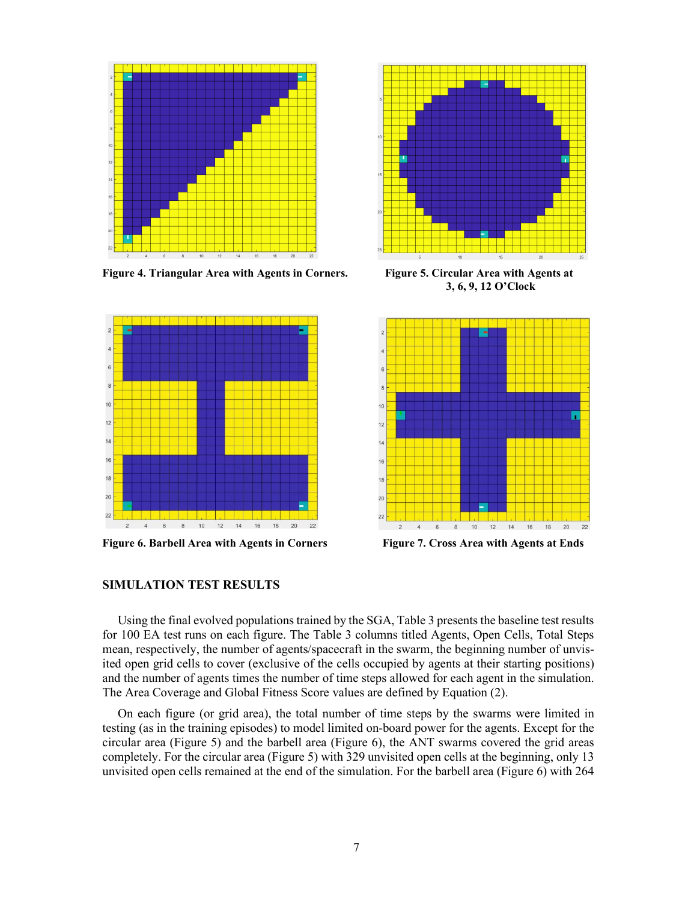Figure 4. Triangular Area with Agents in Corners.

Figure 5. Circular Area with Agents at 3, 6, 9, 12 O'Clock

Figure 6. Barbell Area with Agents in Corners

Figure 7. Cross Area with Agents at Ends

## SIMULATION TEST RESULTS

Using the final evolved populations trained by the SGA, Table 3 presents the baseline test results for 100 EA test runs on each figure. The Table 3 columns titled Agents, Open Cells, Total Steps mean, respectively, the number of agents/spacecraft in the swarm, the beginning number of unvisited open grid cells to cover (exclusive of the cells occupied by agents at their starting positions) and the number of agents times the number of time steps allowed for each agent in the simulation. The Area Coverage and Global Fitness Score values are defined by Equation (2).

On each figure (or grid area), the total number of time steps by the swarms were limited in testing (as in the training episodes) to model limited on-board power for the agents. Except for the circular area (Figure 5) and the barbell area (Figure 6), the ANT swarms covered the grid areas completely. For the circular area (Figure 5) with 329 unvisited open cells at the beginning, only 13 unvisited open cells remained at the end of the simulation. For the barbell area (Figure 6) with 264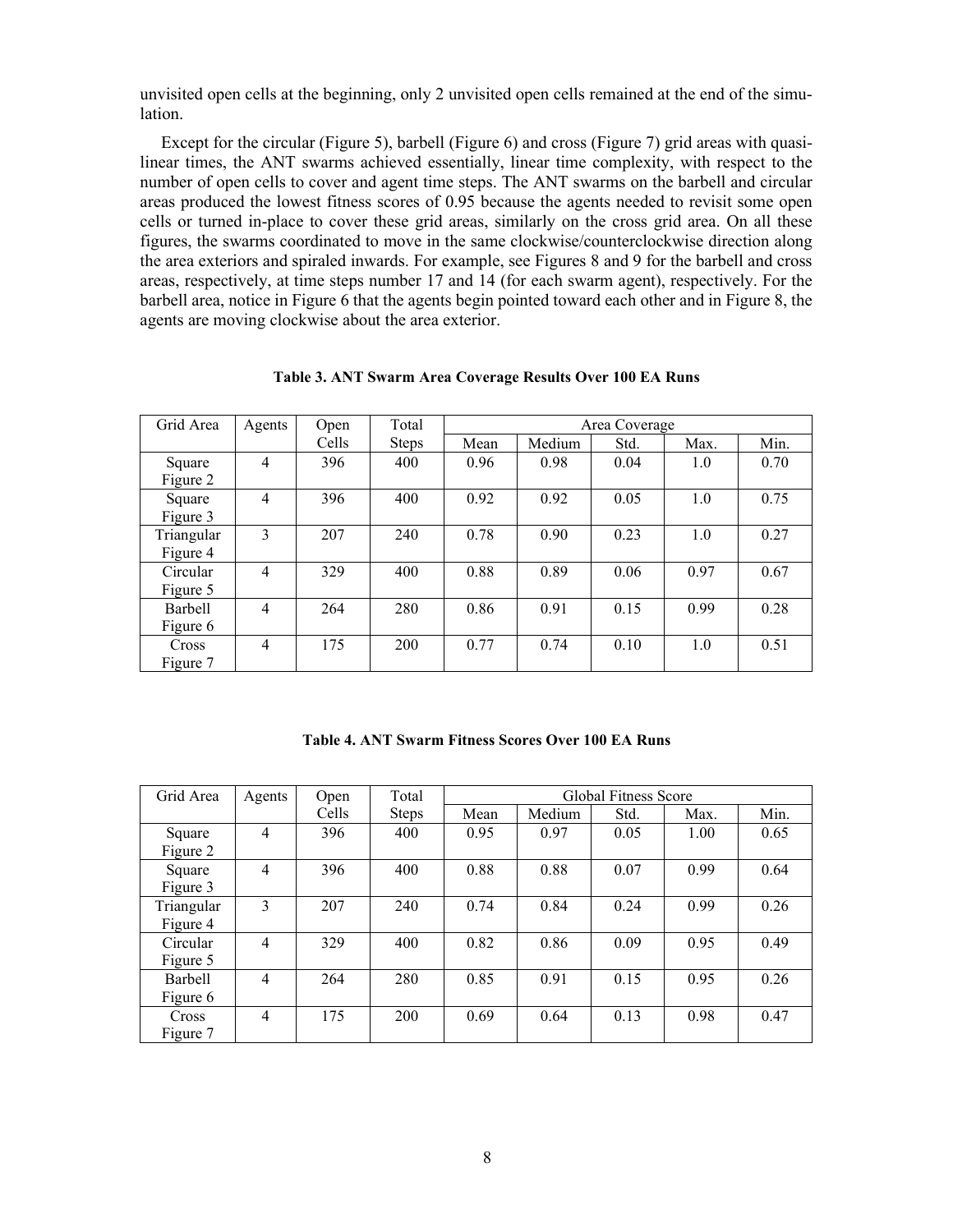unvisited open cells at the beginning, only 2 unvisited open cells remained at the end of the simulation.

Except for the circular (Figure 5), barbell (Figure 6) and cross (Figure 7) grid areas with quasi-linear times, the ANT swarms achieved essentially, linear time complexity, with respect to the number of open cells to cover and agent time steps. The ANT swarms on the barbell and circular areas produced the lowest fitness scores of 0.95 because the agents needed to revisit some open cells or turned in-place to cover these grid areas, similarly on the cross grid area. On all these figures, the swarms coordinated to move in the same clockwise/counterclockwise direction along the area exteriors and spiraled inwards. For example, see Figures 8 and 9 for the barbell and cross areas, respectively, at time steps number 17 and 14 (for each swarm agent), respectively. For the barbell area, notice in Figure 6 that the agents begin pointed toward each other and in Figure 8, the agents are moving clockwise about the area exterior.

**Table 3. ANT Swarm Area Coverage Results Over 100 EA Runs**

| Grid Area | Agents | Open Cells | Total Steps | Area Coverage | | | | |
|---|---|---|---|---|---|---|---|---|
| | | | | Mean | Medium | Std. | Max. | Min. |
| Square Figure 2 | 4 | 396 | 400 | 0.96 | 0.98 | 0.04 | 1.0 | 0.70 |
| Square Figure 3 | 4 | 396 | 400 | 0.92 | 0.92 | 0.05 | 1.0 | 0.75 |
| Triangular Figure 4 | 3 | 207 | 240 | 0.78 | 0.90 | 0.23 | 1.0 | 0.27 |
| Circular Figure 5 | 4 | 329 | 400 | 0.88 | 0.89 | 0.06 | 0.97 | 0.67 |
| Barbell Figure 6 | 4 | 264 | 280 | 0.86 | 0.91 | 0.15 | 0.99 | 0.28 |
| Cross Figure 7 | 4 | 175 | 200 | 0.77 | 0.74 | 0.10 | 1.0 | 0.51 |

**Table 4. ANT Swarm Fitness Scores Over 100 EA Runs**

| Grid Area | Agents | Open Cells | Total Steps | Global Fitness Score | | | | |
|---|---|---|---|---|---|---|---|---|
| | | | | Mean | Medium | Std. | Max. | Min. |
| Square Figure 2 | 4 | 396 | 400 | 0.95 | 0.97 | 0.05 | 1.00 | 0.65 |
| Square Figure 3 | 4 | 396 | 400 | 0.88 | 0.88 | 0.07 | 0.99 | 0.64 |
| Triangular Figure 4 | 3 | 207 | 240 | 0.74 | 0.84 | 0.24 | 0.99 | 0.26 |
| Circular Figure 5 | 4 | 329 | 400 | 0.82 | 0.86 | 0.09 | 0.95 | 0.49 |
| Barbell Figure 6 | 4 | 264 | 280 | 0.85 | 0.91 | 0.15 | 0.95 | 0.26 |
| Cross Figure 7 | 4 | 175 | 200 | 0.69 | 0.64 | 0.13 | 0.98 | 0.47 |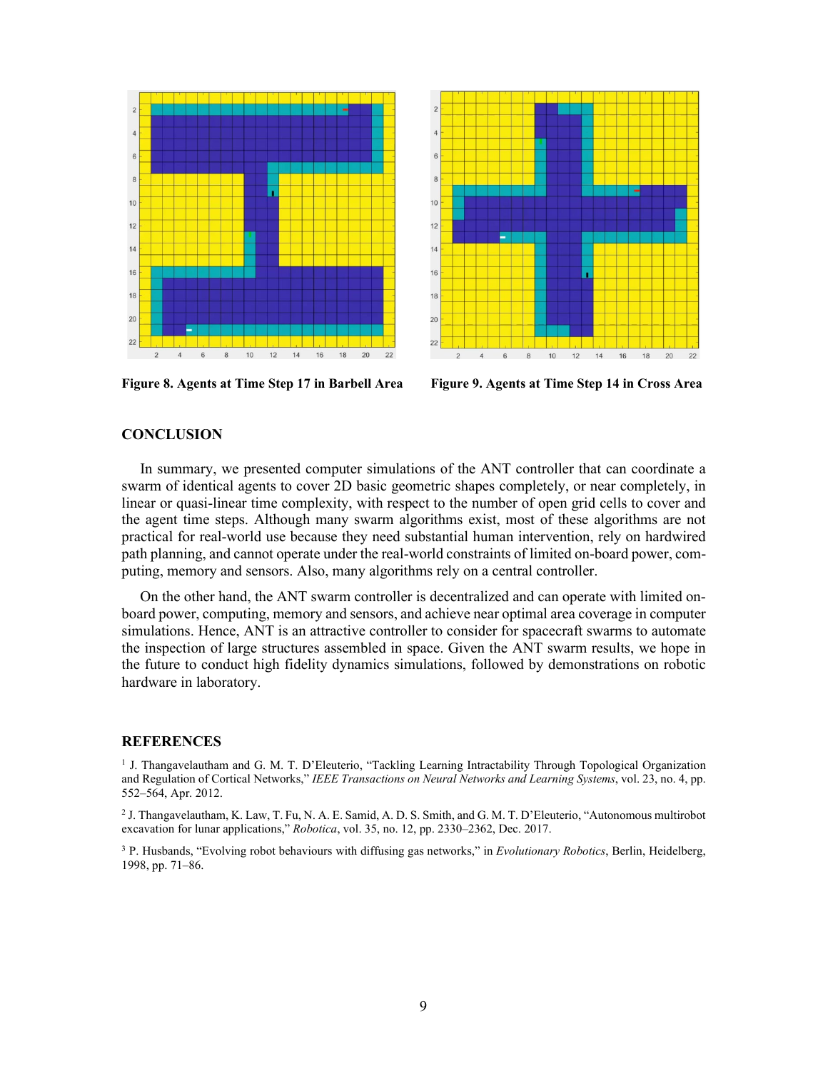Figure 8. Agents at Time Step 17 in Barbell Area

Figure 9. Agents at Time Step 14 in Cross Area

## CONCLUSION

In summary, we presented computer simulations of the ANT controller that can coordinate a swarm of identical agents to cover 2D basic geometric shapes completely, or near completely, in linear or quasi-linear time complexity, with respect to the number of open grid cells to cover and the agent time steps. Although many swarm algorithms exist, most of these algorithms are not practical for real-world use because they need substantial human intervention, rely on hardwired path planning, and cannot operate under the real-world constraints of limited on-board power, computing, memory and sensors. Also, many algorithms rely on a central controller.

On the other hand, the ANT swarm controller is decentralized and can operate with limited on-board power, computing, memory and sensors, and achieve near optimal area coverage in computer simulations. Hence, ANT is an attractive controller to consider for spacecraft swarms to automate the inspection of large structures assembled in space. Given the ANT swarm results, we hope in the future to conduct high fidelity dynamics simulations, followed by demonstrations on robotic hardware in laboratory.

## REFERENCES

[1] J. Thangavelautham and G. M. T. D'Eleuterio, "Tackling Learning Intractability Through Topological Organization and Regulation of Cortical Networks," *IEEE Transactions on Neural Networks and Learning Systems*, vol. 23, no. 4, pp. 552–564, Apr. 2012.

[2] J. Thangavelautham, K. Law, T. Fu, N. A. E. Samid, A. D. S. Smith, and G. M. T. D'Eleuterio, "Autonomous multirobot excavation for lunar applications," *Robotica*, vol. 35, no. 12, pp. 2330–2362, Dec. 2017.

[3] P. Husbands, "Evolving robot behaviours with diffusing gas networks," in *Evolutionary Robotics*, Berlin, Heidelberg, 1998, pp. 71–86.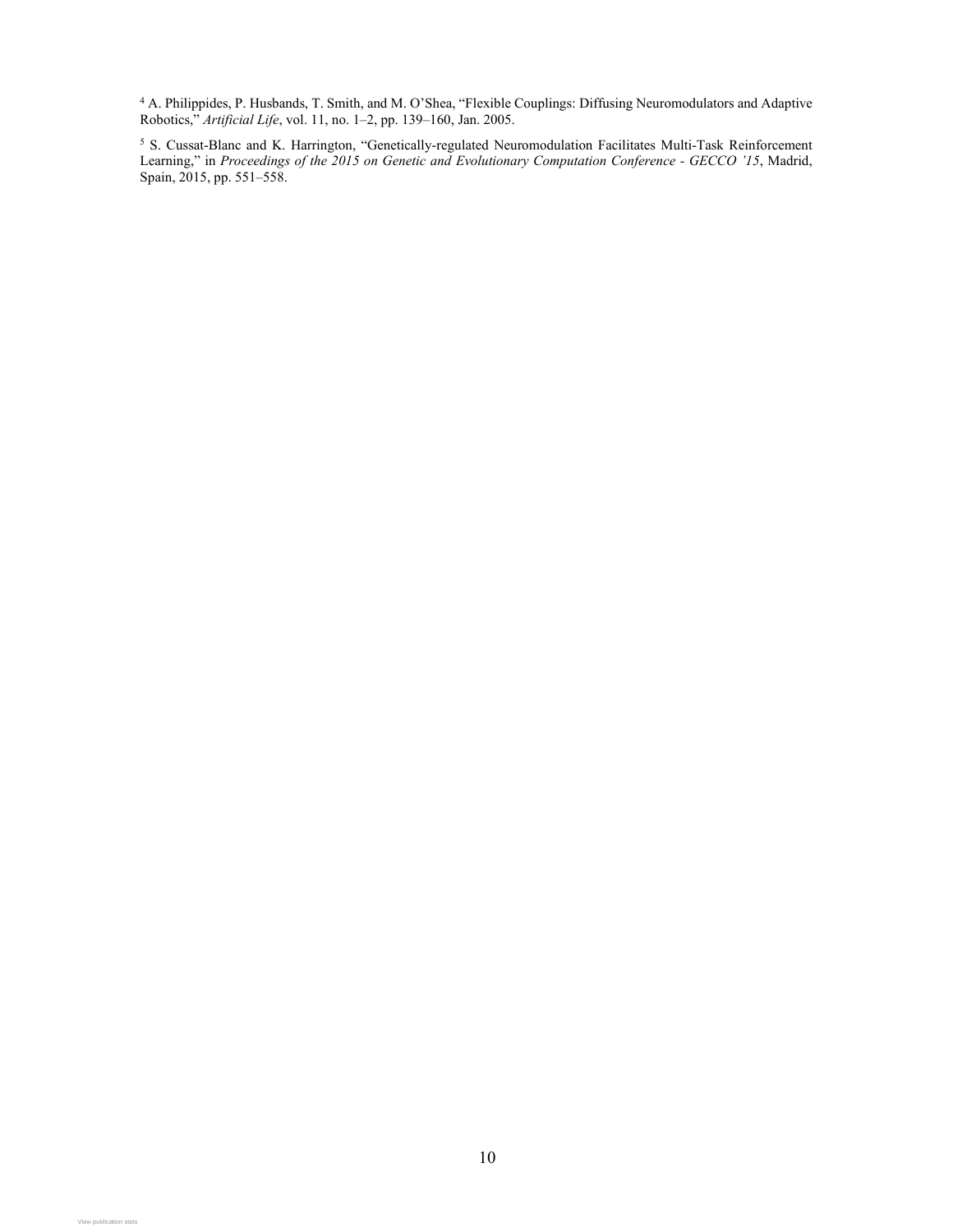[4] A. Philippides, P. Husbands, T. Smith, and M. O'Shea, "Flexible Couplings: Diffusing Neuromodulators and Adaptive Robotics," *Artificial Life*, vol. 11, no. 1–2, pp. 139–160, Jan. 2005.

[5] S. Cussat-Blanc and K. Harrington, "Genetically-regulated Neuromodulation Facilitates Multi-Task Reinforcement Learning," in *Proceedings of the 2015 on Genetic and Evolutionary Computation Conference - GECCO '15*, Madrid, Spain, 2015, pp. 551–558.